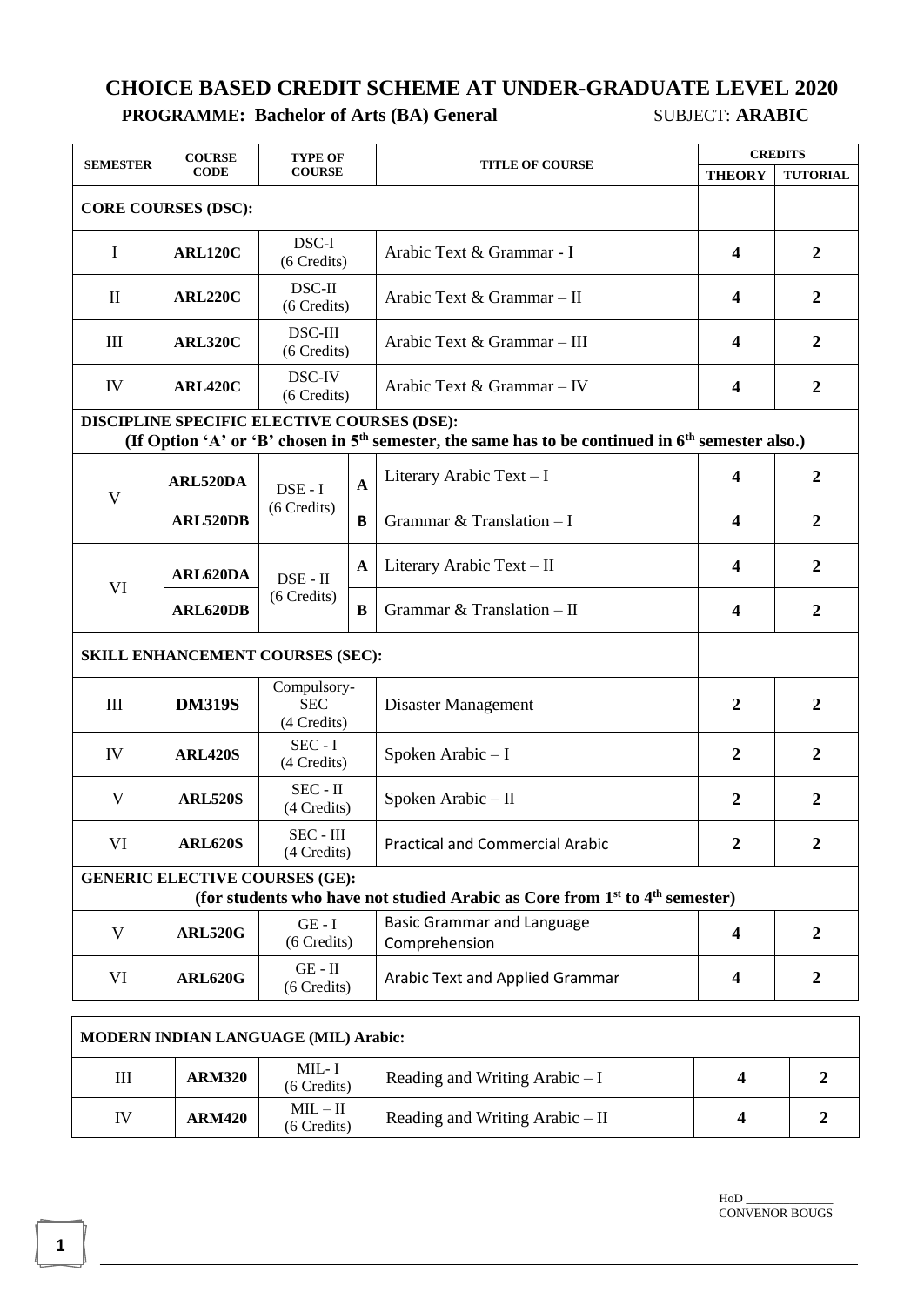# CHOICE BASED CREDIT SCHEME AT UNDER-GRADUATE LEVEL 2020

**PROGRAMME: Bachelor of Arts (BA) General** SUBJECT: **ARABIC**

| SEMESTER | COURSE CODE | TYPE OF COURSE | | TITLE OF COURSE | CREDITS | |
|---|---|---|---|---|---|---|
| | | | | | THEORY | TUTORIAL |
| **CORE COURSES (DSC):** | | | | | | |
| I | **ARL120C** | DSC-I (6 Credits) | | Arabic Text & Grammar - I | **4** | **2** |
| II | **ARL220C** | DSC-II (6 Credits) | | Arabic Text & Grammar – II | **4** | **2** |
| III | **ARL320C** | DSC-III (6 Credits) | | Arabic Text & Grammar – III | **4** | **2** |
| IV | **ARL420C** | DSC-IV (6 Credits) | | Arabic Text & Grammar – IV | **4** | **2** |
| **DISCIPLINE SPECIFIC ELECTIVE COURSES (DSE): (If Option 'A' or 'B' chosen in 5th semester, the same has to be continued in 6th semester also.)** | | | | | | |
| V | **ARL520DA** | DSE - I (6 Credits) | **A** | Literary Arabic Text – I | **4** | **2** |
| | **ARL520DB** | | **B** | Grammar & Translation – I | **4** | **2** |
| VI | **ARL620DA** | DSE - II (6 Credits) | **A** | Literary Arabic Text – II | **4** | **2** |
| | **ARL620DB** | | **B** | Grammar & Translation – II | **4** | **2** |
| **SKILL ENHANCEMENT COURSES (SEC):** | | | | | | |
| III | **DM319S** | Compulsory-SEC (4 Credits) | | Disaster Management | **2** | **2** |
| IV | **ARL420S** | SEC - I (4 Credits) | | Spoken Arabic – I | **2** | **2** |
| V | **ARL520S** | SEC - II (4 Credits) | | Spoken Arabic – II | **2** | **2** |
| VI | **ARL620S** | SEC - III (4 Credits) | | Practical and Commercial Arabic | **2** | **2** |
| **GENERIC ELECTIVE COURSES (GE): (for students who have not studied Arabic as Core from 1st to 4th semester)** | | | | | | |
| V | **ARL520G** | GE - I (6 Credits) | | Basic Grammar and Language Comprehension | **4** | **2** |
| VI | **ARL620G** | GE - II (6 Credits) | | Arabic Text and Applied Grammar | **4** | **2** |

| **MODERN INDIAN LANGUAGE (MIL) Arabic:** | | | | | |
|---|---|---|---|---|---|
| III | **ARM320** | MIL- I (6 Credits) | Reading and Writing Arabic – I | **4** | **2** |
| IV | **ARM420** | MIL – II (6 Credits) | Reading and Writing Arabic – II | **4** | **2** |

HoD \_\_\_\_\_\_\_\_\_\_\_\_\_\_
CONVENOR BOUGS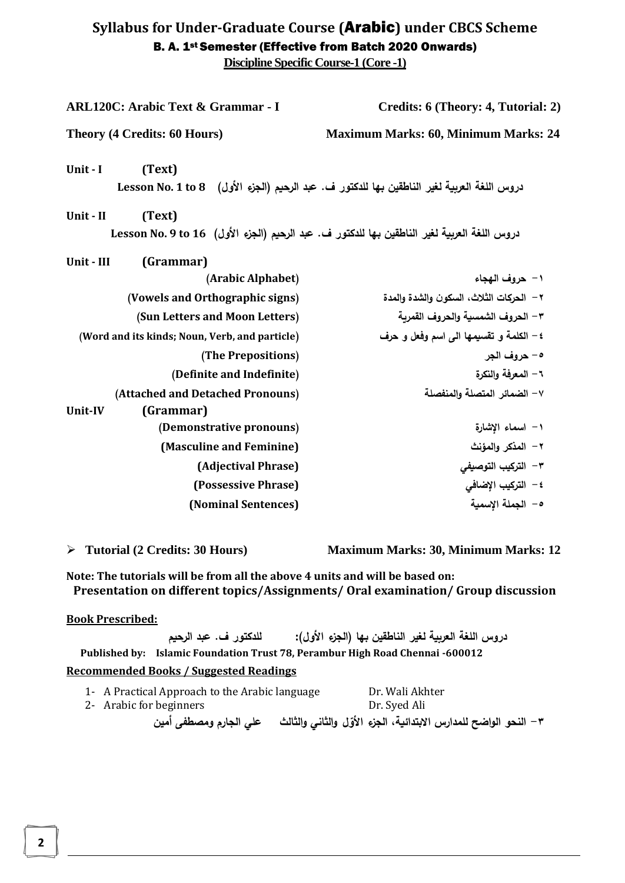# Syllabus for Under-Graduate Course (Arabic) under CBCS Scheme

## B. A. 1st Semester (Effective from Batch 2020 Onwards)

**Discipline Specific Course-1 (Core -1)**

**ARL120C: Arabic Text & Grammar - I** — **Credits: 6 (Theory: 4, Tutorial: 2)**

**Theory (4 Credits: 60 Hours)** — **Maximum Marks: 60, Minimum Marks: 24**

**Unit - I (Text)**

دروس اللغة العربية لغير الناطقين بها للدكتور ف. عبد الرحيم (الجزء الأول) Lesson No. 1 to 8

**Unit - II (Text)**

دروس اللغة العربية لغير الناطقين بها للدكتور ف. عبد الرحيم (الجزء الأول) Lesson No. 9 to 16

**Unit - III (Grammar)**

| | |
|---|---|
| ١- حروف الهجاء | (Arabic Alphabet) |
| ٢- الحركات الثلاث، السكون والشدة والمدة | (Vowels and Orthographic signs) |
| ٣- الحروف الشمسية والحروف القمرية | (Sun Letters and Moon Letters) |
| ٤- الكلمة و تقسيمها الى اسم وفعل و حرف | (Word and its kinds; Noun, Verb, and particle) |
| ٥- حروف الجر | (The Prepositions) |
| ٦- المعرفة والنكرة | (Definite and Indefinite) |
| ٧- الضمائر المتصلة والمنفصلة | (Attached and Detached Pronouns) |

**Unit-IV (Grammar)**

| | |
|---|---|
| ١- اسماء الإشارة | (Demonstrative pronouns) |
| ٢- المذكر والمؤنث | (Masculine and Feminine) |
| ٣- التركيب التوصيفي | (Adjectival Phrase) |
| ٤- التركيب الإضافي | (Possessive Phrase) |
| ٥- الجملة الإسمية | (Nominal Sentences) |

- **Tutorial (2 Credits: 30 Hours)** — **Maximum Marks: 30, Minimum Marks: 12**

**Note: The tutorials will be from all the above 4 units and will be based on:**
**Presentation on different topics/Assignments/ Oral examination/ Group discussion**

**Book Prescribed:**

دروس اللغة العربية لغير الناطقين بها (الجزء الأول): للدكتور ف. عبد الرحيم

**Published by: Islamic Foundation Trust 78, Perambur High Road Chennai -600012**

**Recommended Books / Suggested Readings**

1- A Practical Approach to the Arabic language — Dr. Wali Akhter
2- Arabic for beginners — Dr. Syed Ali

٣- النحو الواضح للمدارس الابتدائية، الجزء الأوّل والثاني والثالث — علي الجارم ومصطفى أمين